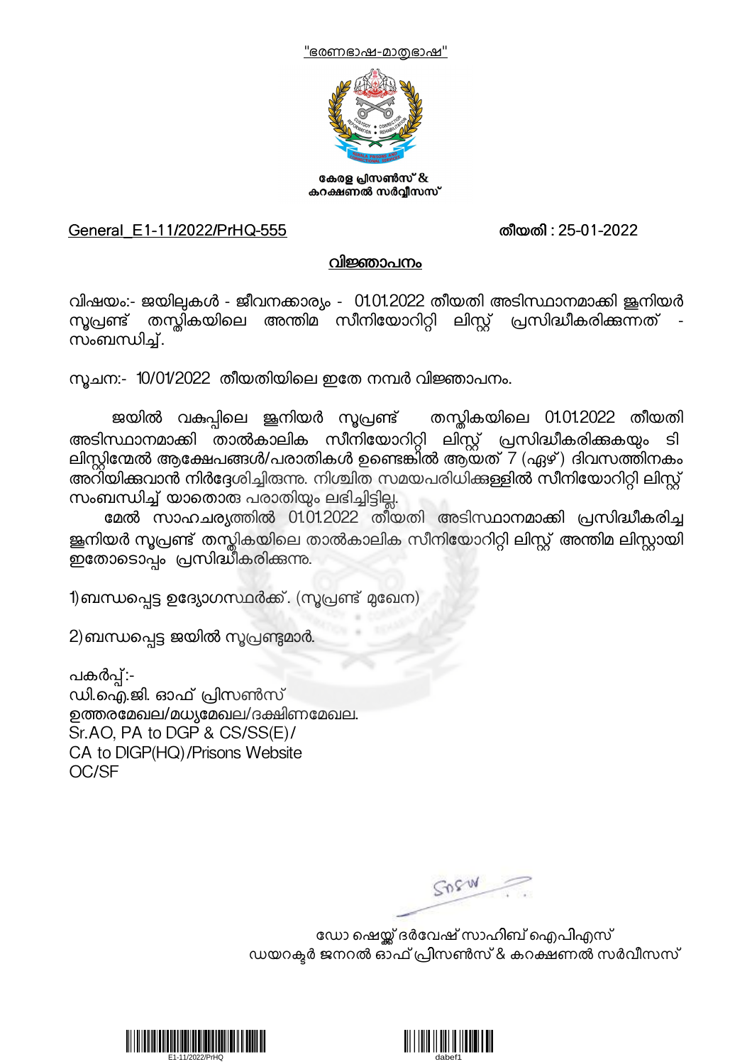"ഭരണഭാഷ-മാതൃഭാഷ"

കേരള പ്രിസൺസ് &
കറക്ഷണൽ സർവ്വീസസ്

General_E1-11/2022/PrHQ-555 **തീയതി : 25-01-2022**

## വിജ്ഞാപനം

വിഷയം:- ജയിലുകൾ - ജീവനക്കാര്യം - 01.01.2022 തീയതി അടിസ്ഥാനമാക്കി ജൂനിയർ സൂപ്രണ്ട് തസ്തികയിലെ അന്തിമ സീനിയോറിറ്റി ലിസ്റ്റ് പ്രസിദ്ധീകരിക്കുന്നത് - സംബന്ധിച്ച്.

സൂചന:- 10/01/2022 തീയതിയിലെ ഇതേ നമ്പർ വിജ്ഞാപനം.

ജയിൽ വകുപ്പിലെ ജൂനിയർ സൂപ്രണ്ട് തസ്തികയിലെ 01.01.2022 തീയതി അടിസ്ഥാനമാക്കി താൽകാലിക സീനിയോറിറ്റി ലിസ്റ്റ് പ്രസിദ്ധീകരിക്കുകയും ടി ലിസ്റ്റിന്മേൽ ആക്ഷേപങ്ങൾ/പരാതികൾ ഉണ്ടെങ്കിൽ ആയത് 7 (ഏഴ്) ദിവസത്തിനകം അറിയിക്കുവാൻ നിർദ്ദേശിച്ചിരുന്നു. നിശ്ചിത സമയപരിധിക്കുള്ളിൽ സീനിയോറിറ്റി ലിസ്റ്റ് സംബന്ധിച്ച് യാതൊരു പരാതിയും ലഭിച്ചിട്ടില്ല.

**മേൽ** സാഹചര്യത്തിൽ 01.01.2022 തീയതി അടിസ്ഥാനമാക്കി പ്രസിദ്ധീകരിച്ച ജൂനിയർ സൂപ്രണ്ട് തസ്തികയിലെ താൽകാലിക സീനിയോറിറ്റി ലിസ്റ്റ് അന്തിമ ലിസ്റ്റായി ഇതോടൊപ്പം പ്രസിദ്ധീകരിക്കുന്നു.

1) ബന്ധപ്പെട്ട ഉദ്യോഗസ്ഥർക്ക്. (സൂപ്രണ്ട് മുഖേന)

2) ബന്ധപ്പെട്ട ജയിൽ സൂപ്രണ്ടുമാർ.

പകർപ്പ്:-
ഡി.ഐ.ജി. ഓഫ് പ്രിസൺസ്
ഉത്തരമേഖല/മധ്യമേഖല/ദക്ഷിണമേഖല.
Sr.AO, PA to DGP & CS/SS(E)/
CA to DIGP(HQ)/Prisons Website
OC/SF

ഡോ ഷെയ്ക്ക് ദർവേഷ് സാഹിബ് ഐപിഎസ്
ഡയറക്ടർ ജനറൽ ഓഫ് പ്രിസൺസ് & കറക്ഷണൽ സർവീസസ്

E1-11/2022/PrHQ dabef1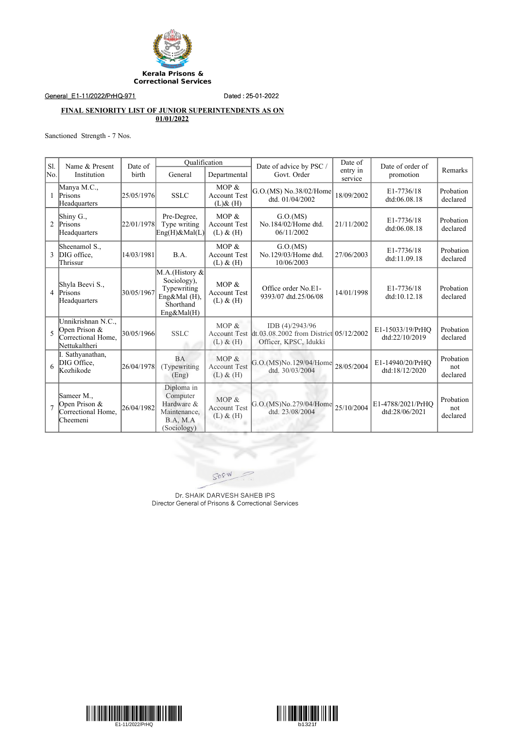**Kerala Prisons & Correctional Services**

General_E1-11/2022/PrHQ-971 Dated : 25-01-2022

**FINAL SENIORITY LIST OF JUNIOR SUPERINTENDENTS AS ON 01/01/2022**

Sanctioned Strength - 7 Nos.

| Sl. No. | Name & Present Institution | Date of birth | Qualification | | Date of advice by PSC / Govt. Order | Date of entry in service | Date of order of promotion | Remarks |
|---|---|---|---|---|---|---|---|---|
| | | | General | Departmental | | | | |
| 1 | Manya M.C., Prisons Headquarters | 25/05/1976 | SSLC | MOP & Account Test (L)& (H) | G.O.(MS) No.38/02/Home dtd. 01/04/2002 | 18/09/2002 | E1-7736/18 dtd:06.08.18 | Probation declared |
| 2 | Shiny G., Prisons Headquarters | 22/01/1978 | Pre-Degree, Type writing Eng(H)&Mal(L) | MOP & Account Test (L) & (H) | G.O.(MS) No.184/02/Home dtd. 06/11/2002 | 21/11/2002 | E1-7736/18 dtd:06.08.18 | Probation declared |
| 3 | Sheenamol S., DIG office, Thrissur | 14/03/1981 | B.A. | MOP & Account Test (L) & (H) | G.O.(MS) No.129/03/Home dtd. 10/06/2003 | 27/06/2003 | E1-7736/18 dtd:11.09.18 | Probation declared |
| 4 | Shyla Beevi S., Prisons Headquarters | 30/05/1967 | M.A.(History & Sociology), Typewriting Eng&Mal (H), Shorthand Eng&Mal(H) | MOP & Account Test (L) & (H) | Office order No.E1-9393/07 dtd.25/06/08 | 14/01/1998 | E1-7736/18 dtd:10.12.18 | Probation declared |
| 5 | Unnikrishnan N.C., Open Prison & Correctional Home, Nettukaltheri | 30/05/1966 | SSLC | MOP & Account Test (L) & (H) | IDB (4)/2943/96 dt.03.08.2002 from District Officer, KPSC, Idukki | 05/12/2002 | E1-15033/19/PrHQ dtd:22/10/2019 | Probation declared |
| 6 | I. Sathyanathan, DIG Office, Kozhikode | 26/04/1978 | BA (Typewriting (Eng) | MOP & Account Test (L) & (H) | G.O.(MS)No.129/04/Home dtd. 30/03/2004 | 28/05/2004 | E1-14940/20/PrHQ dtd:18/12/2020 | Probation not declared |
| 7 | Sameer M., Open Prison & Correctional Home, Cheemeni | 26/04/1982 | Diploma in Computer Hardware & Maintenance, B.A, M.A (Sociology) | MOP & Account Test (L) & (H) | G.O.(MS)No.279/04/Home dtd. 23/08/2004 | 25/10/2004 | E1-4788/2021/PrHQ dtd:28/06/2021 | Probation not declared |

Dr. SHAIK DARVESH SAHEB IPS
Director General of Prisons & Correctional Services

E1-11/2022/PrHQ

b1321f